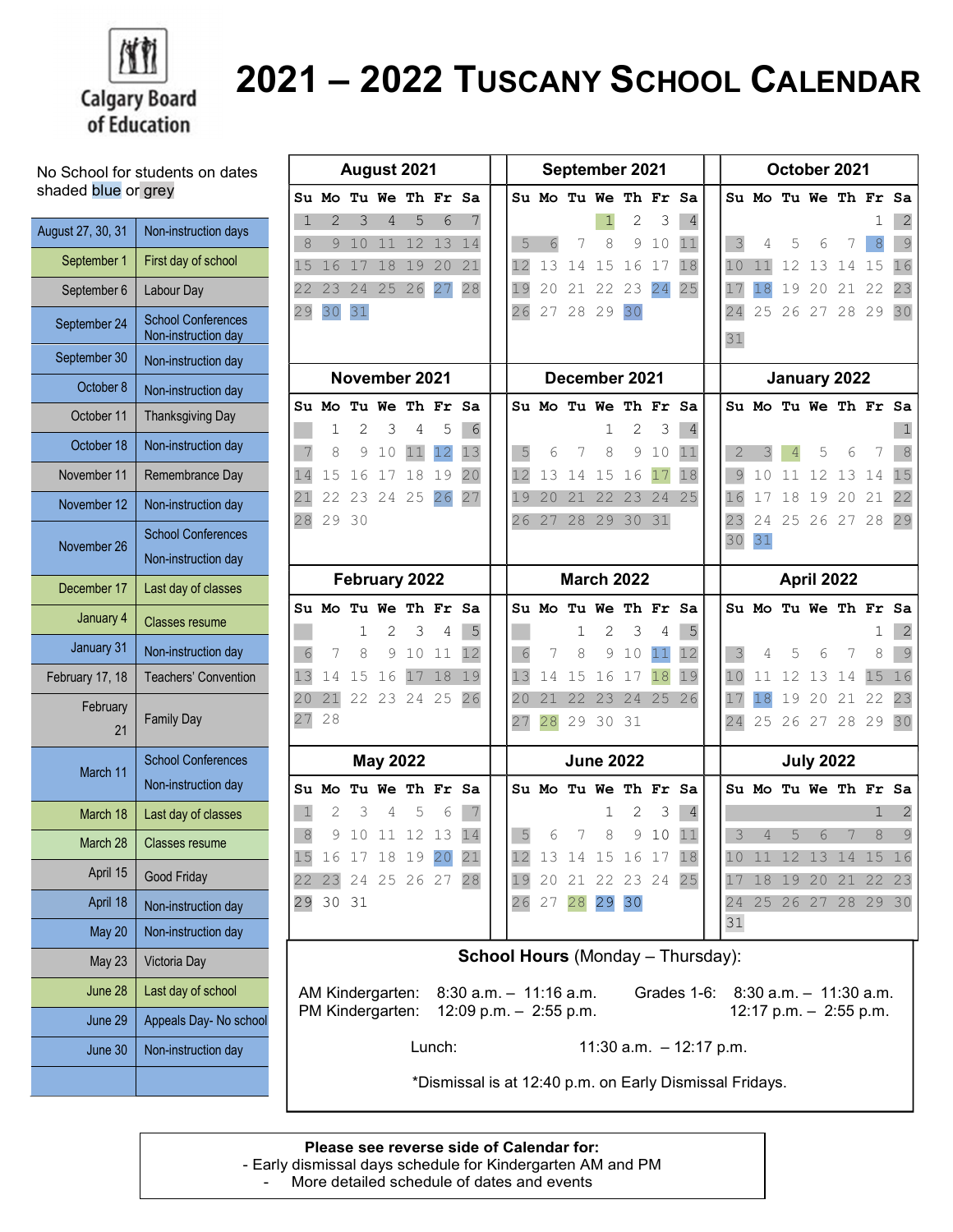Calgary Board of Education

# 2021 – 2022 TUSCANY SCHOOL CALENDAR

No School for students on dates shaded blue or grey

| Date | Event |
|---|---|
| August 27, 30, 31 | Non-instruction days |
| September 1 | First day of school |
| September 6 | Labour Day |
| September 24 | School Conferences Non-instruction day |
| September 30 | Non-instruction day |
| October 8 | Non-instruction day |
| October 11 | Thanksgiving Day |
| October 18 | Non-instruction day |
| November 11 | Remembrance Day |
| November 12 | Non-instruction day |
| November 26 | School Conferences Non-instruction day |
| December 17 | Last day of classes |
| January 4 | Classes resume |
| January 31 | Non-instruction day |
| February 17, 18 | Teachers' Convention |
| February 21 | Family Day |
| March 11 | School Conferences Non-instruction day |
| March 18 | Last day of classes |
| March 28 | Classes resume |
| April 15 | Good Friday |
| April 18 | Non-instruction day |
| May 20 | Non-instruction day |
| May 23 | Victoria Day |
| June 28 | Last day of school |
| June 29 | Appeals Day- No school |
| June 30 | Non-instruction day |

## August 2021

| Su | Mo | Tu | We | Th | Fr | Sa |
|---|---|---|---|---|---|---|
| 1 | 2 | 3 | 4 | 5 | 6 | 7 |
| 8 | 9 | 10 | 11 | 12 | 13 | 14 |
| 15 | 16 | 17 | 18 | 19 | 20 | 21 |
| 22 | 23 | 24 | 25 | 26 | 27 | 28 |
| 29 | 30 | 31 | | | | |

## September 2021

| Su | Mo | Tu | We | Th | Fr | Sa |
|---|---|---|---|---|---|---|
| | | | 1 | 2 | 3 | 4 |
| 5 | 6 | 7 | 8 | 9 | 10 | 11 |
| 12 | 13 | 14 | 15 | 16 | 17 | 18 |
| 19 | 20 | 21 | 22 | 23 | 24 | 25 |
| 26 | 27 | 28 | 29 | 30 | | |

## October 2021

| Su | Mo | Tu | We | Th | Fr | Sa |
|---|---|---|---|---|---|---|
| | | | | | 1 | 2 |
| 3 | 4 | 5 | 6 | 7 | 8 | 9 |
| 10 | 11 | 12 | 13 | 14 | 15 | 16 |
| 17 | 18 | 19 | 20 | 21 | 22 | 23 |
| 24 | 25 | 26 | 27 | 28 | 29 | 30 |
| 31 | | | | | | |

## November 2021

| Su | Mo | Tu | We | Th | Fr | Sa |
|---|---|---|---|---|---|---|
| | 1 | 2 | 3 | 4 | 5 | 6 |
| 7 | 8 | 9 | 10 | 11 | 12 | 13 |
| 14 | 15 | 16 | 17 | 18 | 19 | 20 |
| 21 | 22 | 23 | 24 | 25 | 26 | 27 |
| 28 | 29 | 30 | | | | |

## December 2021

| Su | Mo | Tu | We | Th | Fr | Sa |
|---|---|---|---|---|---|---|
| | | | 1 | 2 | 3 | 4 |
| 5 | 6 | 7 | 8 | 9 | 10 | 11 |
| 12 | 13 | 14 | 15 | 16 | 17 | 18 |
| 19 | 20 | 21 | 22 | 23 | 24 | 25 |
| 26 | 27 | 28 | 29 | 30 | 31 | |

## January 2022

| Su | Mo | Tu | We | Th | Fr | Sa |
|---|---|---|---|---|---|---|
| | | | | | | 1 |
| 2 | 3 | 4 | 5 | 6 | 7 | 8 |
| 9 | 10 | 11 | 12 | 13 | 14 | 15 |
| 16 | 17 | 18 | 19 | 20 | 21 | 22 |
| 23 | 24 | 25 | 26 | 27 | 28 | 29 |
| 30 | 31 | | | | | |

## February 2022

| Su | Mo | Tu | We | Th | Fr | Sa |
|---|---|---|---|---|---|---|
| | | 1 | 2 | 3 | 4 | 5 |
| 6 | 7 | 8 | 9 | 10 | 11 | 12 |
| 13 | 14 | 15 | 16 | 17 | 18 | 19 |
| 20 | 21 | 22 | 23 | 24 | 25 | 26 |
| 27 | 28 | | | | | |

## March 2022

| Su | Mo | Tu | We | Th | Fr | Sa |
|---|---|---|---|---|---|---|
| | | 1 | 2 | 3 | 4 | 5 |
| 6 | 7 | 8 | 9 | 10 | 11 | 12 |
| 13 | 14 | 15 | 16 | 17 | 18 | 19 |
| 20 | 21 | 22 | 23 | 24 | 25 | 26 |
| 27 | 28 | 29 | 30 | 31 | | |

## April 2022

| Su | Mo | Tu | We | Th | Fr | Sa |
|---|---|---|---|---|---|---|
| | | | | | 1 | 2 |
| 3 | 4 | 5 | 6 | 7 | 8 | 9 |
| 10 | 11 | 12 | 13 | 14 | 15 | 16 |
| 17 | 18 | 19 | 20 | 21 | 22 | 23 |
| 24 | 25 | 26 | 27 | 28 | 29 | 30 |

## May 2022

| Su | Mo | Tu | We | Th | Fr | Sa |
|---|---|---|---|---|---|---|
| 1 | 2 | 3 | 4 | 5 | 6 | 7 |
| 8 | 9 | 10 | 11 | 12 | 13 | 14 |
| 15 | 16 | 17 | 18 | 19 | 20 | 21 |
| 22 | 23 | 24 | 25 | 26 | 27 | 28 |
| 29 | 30 | 31 | | | | |

## June 2022

| Su | Mo | Tu | We | Th | Fr | Sa |
|---|---|---|---|---|---|---|
| | | | 1 | 2 | 3 | 4 |
| 5 | 6 | 7 | 8 | 9 | 10 | 11 |
| 12 | 13 | 14 | 15 | 16 | 17 | 18 |
| 19 | 20 | 21 | 22 | 23 | 24 | 25 |
| 26 | 27 | 28 | 29 | 30 | | |

## July 2022

| Su | Mo | Tu | We | Th | Fr | Sa |
|---|---|---|---|---|---|---|
| | | | | | 1 | 2 |
| 3 | 4 | 5 | 6 | 7 | 8 | 9 |
| 10 | 11 | 12 | 13 | 14 | 15 | 16 |
| 17 | 18 | 19 | 20 | 21 | 22 | 23 |
| 24 | 25 | 26 | 27 | 28 | 29 | 30 |
| 31 | | | | | | |

**School Hours** (Monday – Thursday):

AM Kindergarten: 8:30 a.m. – 11:16 a.m.
PM Kindergarten: 12:09 p.m. – 2:55 p.m.

Grades 1-6: 8:30 a.m. – 11:30 a.m.
12:17 p.m. – 2:55 p.m.

Lunch: 11:30 a.m. – 12:17 p.m.

*Dismissal is at 12:40 p.m. on Early Dismissal Fridays.

**Please see reverse side of Calendar for:**
- Early dismissal days schedule for Kindergarten AM and PM
- More detailed schedule of dates and events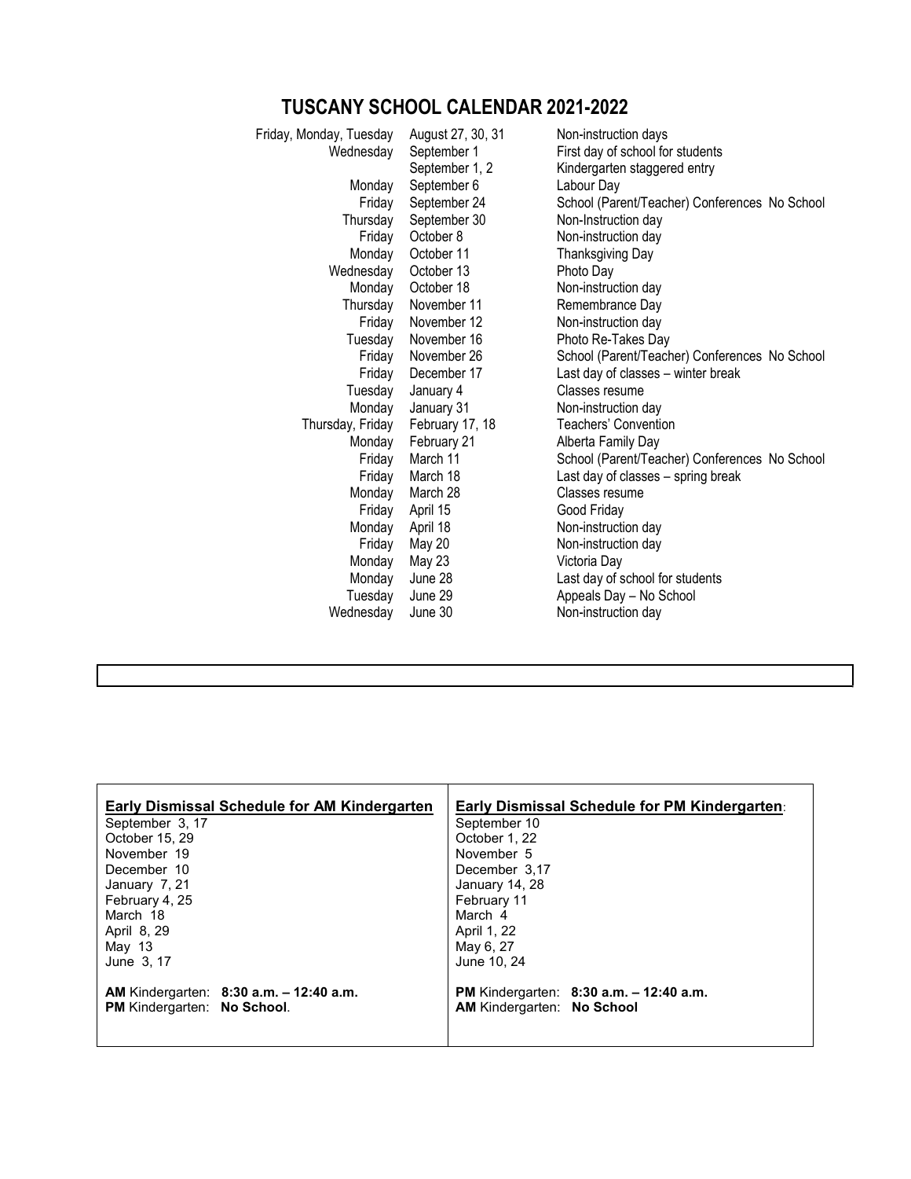# TUSCANY SCHOOL CALENDAR 2021-2022

| | | |
|---|---|---|
| Friday, Monday, Tuesday | August 27, 30, 31 | Non-instruction days |
| Wednesday | September 1 | First day of school for students |
| | September 1, 2 | Kindergarten staggered entry |
| Monday | September 6 | Labour Day |
| Friday | September 24 | School (Parent/Teacher) Conferences No School |
| Thursday | September 30 | Non-Instruction day |
| Friday | October 8 | Non-instruction day |
| Monday | October 11 | Thanksgiving Day |
| Wednesday | October 13 | Photo Day |
| Monday | October 18 | Non-instruction day |
| Thursday | November 11 | Remembrance Day |
| Friday | November 12 | Non-instruction day |
| Tuesday | November 16 | Photo Re-Takes Day |
| Friday | November 26 | School (Parent/Teacher) Conferences No School |
| Friday | December 17 | Last day of classes – winter break |
| Tuesday | January 4 | Classes resume |
| Monday | January 31 | Non-instruction day |
| Thursday, Friday | February 17, 18 | Teachers' Convention |
| Monday | February 21 | Alberta Family Day |
| Friday | March 11 | School (Parent/Teacher) Conferences No School |
| Friday | March 18 | Last day of classes – spring break |
| Monday | March 28 | Classes resume |
| Friday | April 15 | Good Friday |
| Monday | April 18 | Non-instruction day |
| Friday | May 20 | Non-instruction day |
| Monday | May 23 | Victoria Day |
| Monday | June 28 | Last day of school for students |
| Tuesday | June 29 | Appeals Day – No School |
| Wednesday | June 30 | Non-instruction day |

**Early Dismissal Schedule for AM Kindergarten**

September 3, 17
October 15, 29
November 19
December 10
January 7, 21
February 4, 25
March 18
April 8, 29
May 13
June 3, 17

**AM** Kindergarten: **8:30 a.m. – 12:40 a.m.**
**PM** Kindergarten: **No School**.

**Early Dismissal Schedule for PM Kindergarten**:

September 10
October 1, 22
November 5
December 3,17
January 14, 28
February 11
March 4
April 1, 22
May 6, 27
June 10, 24

**PM** Kindergarten: **8:30 a.m. – 12:40 a.m.**
**AM** Kindergarten: **No School**